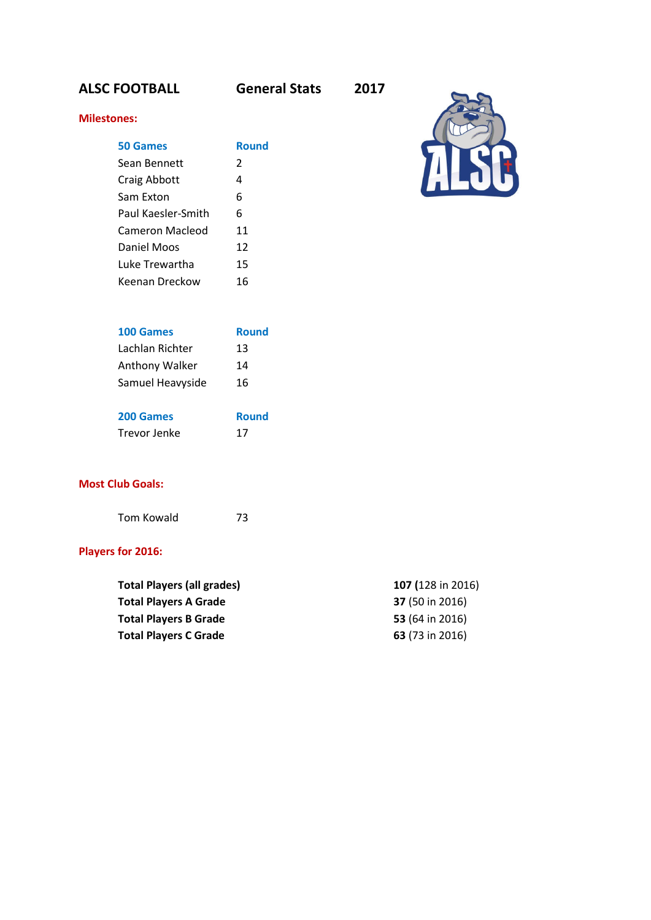# ALSC FOOTBALL General Stats 2017

## Milestones:

| 50 Games | Round |
|---|---|
| Sean Bennett | 2 |
| Craig Abbott | 4 |
| Sam Exton | 6 |
| Paul Kaesler-Smith | 6 |
| Cameron Macleod | 11 |
| Daniel Moos | 12 |
| Luke Trewartha | 15 |
| Keenan Dreckow | 16 |

| 100 Games | Round |
|---|---|
| Lachlan Richter | 13 |
| Anthony Walker | 14 |
| Samuel Heavyside | 16 |

| 200 Games | Round |
|---|---|
| Trevor Jenke | 17 |

## Most Club Goals:

Tom Kowald 73

## Players for 2016:

| | |
|---|---|
| **Total Players (all grades)** | **107 (**128 in 2016) |
| **Total Players A Grade** | **37** (50 in 2016) |
| **Total Players B Grade** | **53** (64 in 2016) |
| **Total Players C Grade** | **63** (73 in 2016) |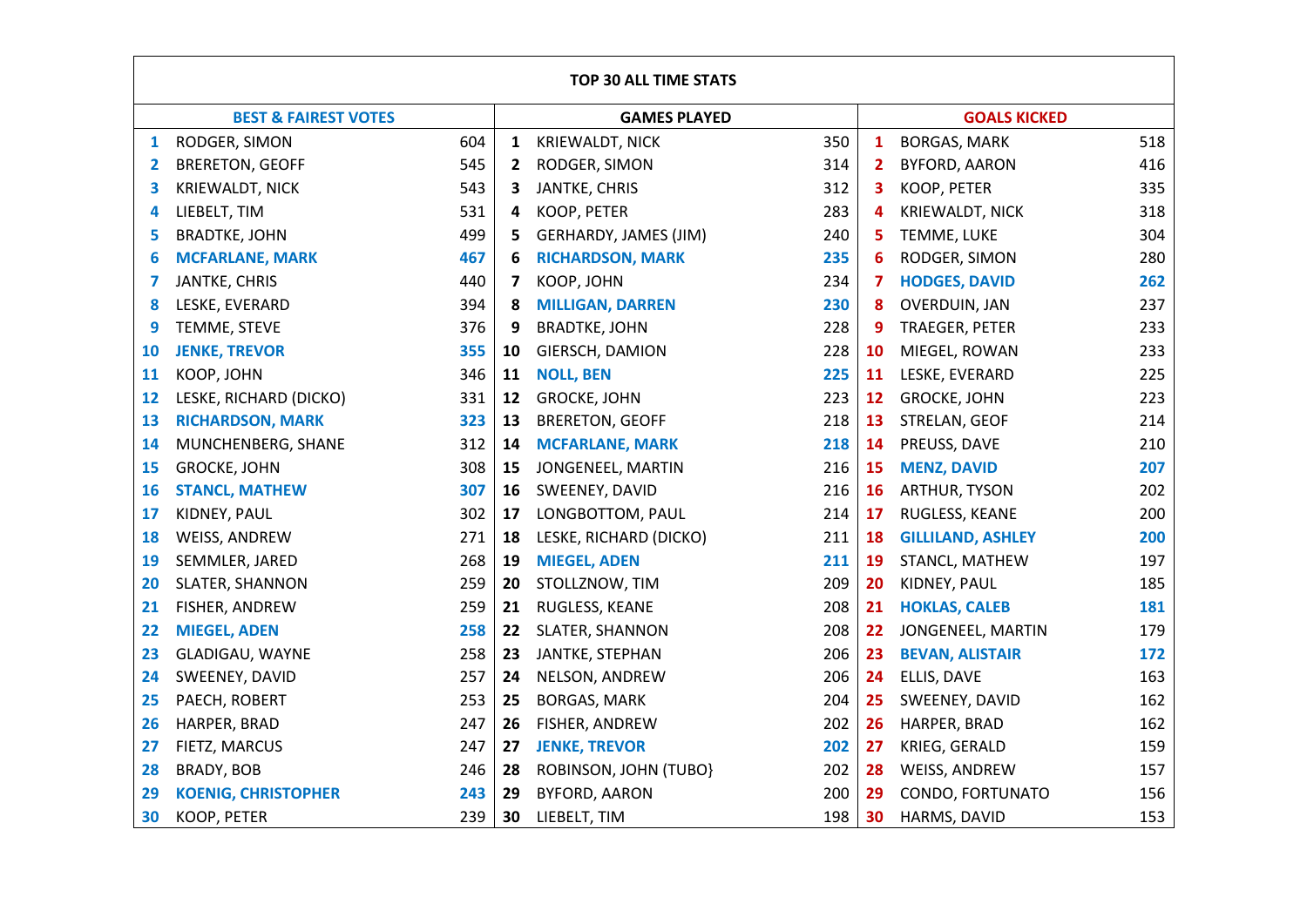# TOP 30 ALL TIME STATS

| | BEST & FAIREST VOTES | | | GAMES PLAYED | | | GOALS KICKED | |
|---|---|---|---|---|---|---|---|---|
| 1 | RODGER, SIMON | 604 | 1 | KRIEWALDT, NICK | 350 | 1 | BORGAS, MARK | 518 |
| 2 | BRERETON, GEOFF | 545 | 2 | RODGER, SIMON | 314 | 2 | BYFORD, AARON | 416 |
| 3 | KRIEWALDT, NICK | 543 | 3 | JANTKE, CHRIS | 312 | 3 | KOOP, PETER | 335 |
| 4 | LIEBELT, TIM | 531 | 4 | KOOP, PETER | 283 | 4 | KRIEWALDT, NICK | 318 |
| 5 | BRADTKE, JOHN | 499 | 5 | GERHARDY, JAMES (JIM) | 240 | 5 | TEMME, LUKE | 304 |
| 6 | **MCFARLANE, MARK** | **467** | 6 | **RICHARDSON, MARK** | **235** | 6 | RODGER, SIMON | 280 |
| 7 | JANTKE, CHRIS | 440 | 7 | KOOP, JOHN | 234 | 7 | **HODGES, DAVID** | **262** |
| 8 | LESKE, EVERARD | 394 | 8 | **MILLIGAN, DARREN** | **230** | 8 | OVERDUIN, JAN | 237 |
| 9 | TEMME, STEVE | 376 | 9 | BRADTKE, JOHN | 228 | 9 | TRAEGER, PETER | 233 |
| 10 | **JENKE, TREVOR** | **355** | 10 | GIERSCH, DAMION | 228 | 10 | MIEGEL, ROWAN | 233 |
| 11 | KOOP, JOHN | 346 | 11 | **NOLL, BEN** | **225** | 11 | LESKE, EVERARD | 225 |
| 12 | LESKE, RICHARD (DICKO) | 331 | 12 | GROCKE, JOHN | 223 | 12 | GROCKE, JOHN | 223 |
| 13 | **RICHARDSON, MARK** | **323** | 13 | BRERETON, GEOFF | 218 | 13 | STRELAN, GEOF | 214 |
| 14 | MUNCHENBERG, SHANE | 312 | 14 | **MCFARLANE, MARK** | **218** | 14 | PREUSS, DAVE | 210 |
| 15 | GROCKE, JOHN | 308 | 15 | JONGENEEL, MARTIN | 216 | 15 | **MENZ, DAVID** | **207** |
| 16 | **STANCL, MATHEW** | **307** | 16 | SWEENEY, DAVID | 216 | 16 | ARTHUR, TYSON | 202 |
| 17 | KIDNEY, PAUL | 302 | 17 | LONGBOTTOM, PAUL | 214 | 17 | RUGLESS, KEANE | 200 |
| 18 | WEISS, ANDREW | 271 | 18 | LESKE, RICHARD (DICKO) | 211 | 18 | **GILLILAND, ASHLEY** | **200** |
| 19 | SEMMLER, JARED | 268 | 19 | **MIEGEL, ADEN** | **211** | 19 | STANCL, MATHEW | 197 |
| 20 | SLATER, SHANNON | 259 | 20 | STOLLZNOW, TIM | 209 | 20 | KIDNEY, PAUL | 185 |
| 21 | FISHER, ANDREW | 259 | 21 | RUGLESS, KEANE | 208 | 21 | **HOKLAS, CALEB** | **181** |
| 22 | **MIEGEL, ADEN** | **258** | 22 | SLATER, SHANNON | 208 | 22 | JONGENEEL, MARTIN | 179 |
| 23 | GLADIGAU, WAYNE | 258 | 23 | JANTKE, STEPHAN | 206 | 23 | **BEVAN, ALISTAIR** | **172** |
| 24 | SWEENEY, DAVID | 257 | 24 | NELSON, ANDREW | 206 | 24 | ELLIS, DAVE | 163 |
| 25 | PAECH, ROBERT | 253 | 25 | BORGAS, MARK | 204 | 25 | SWEENEY, DAVID | 162 |
| 26 | HARPER, BRAD | 247 | 26 | FISHER, ANDREW | 202 | 26 | HARPER, BRAD | 162 |
| 27 | FIETZ, MARCUS | 247 | 27 | **JENKE, TREVOR** | **202** | 27 | KRIEG, GERALD | 159 |
| 28 | BRADY, BOB | 246 | 28 | ROBINSON, JOHN (TUBO} | 202 | 28 | WEISS, ANDREW | 157 |
| 29 | **KOENIG, CHRISTOPHER** | **243** | 29 | BYFORD, AARON | 200 | 29 | CONDO, FORTUNATO | 156 |
| 30 | KOOP, PETER | 239 | 30 | LIEBELT, TIM | 198 | 30 | HARMS, DAVID | 153 |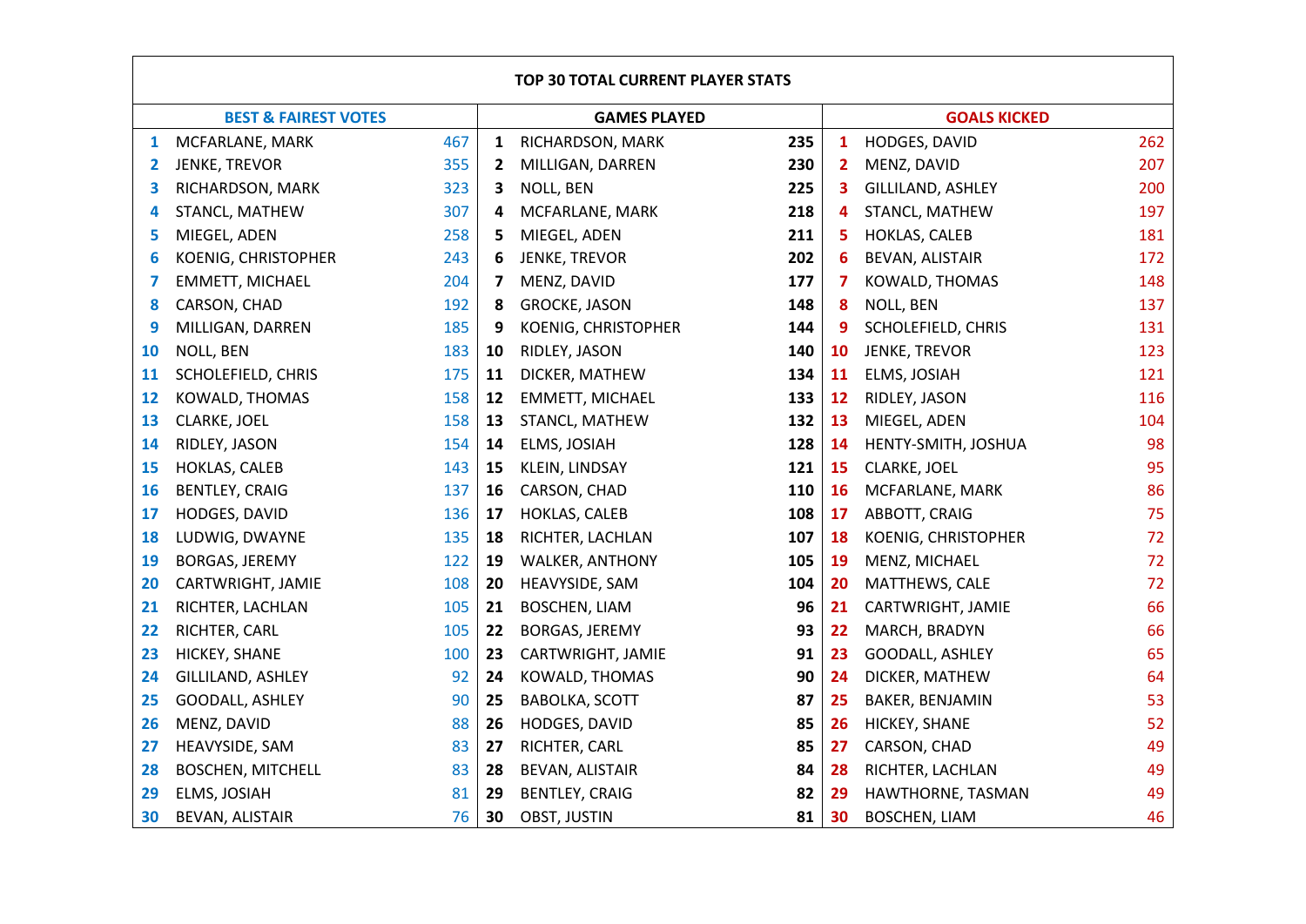## TOP 30 TOTAL CURRENT PLAYER STATS

| BEST & FAIREST VOTES | | | GAMES PLAYED | | | GOALS KICKED | | |
|---|---|---|---|---|---|---|---|---|
| 1 | MCFARLANE, MARK | 467 | 1 | RICHARDSON, MARK | 235 | 1 | HODGES, DAVID | 262 |
| 2 | JENKE, TREVOR | 355 | 2 | MILLIGAN, DARREN | 230 | 2 | MENZ, DAVID | 207 |
| 3 | RICHARDSON, MARK | 323 | 3 | NOLL, BEN | 225 | 3 | GILLILAND, ASHLEY | 200 |
| 4 | STANCL, MATHEW | 307 | 4 | MCFARLANE, MARK | 218 | 4 | STANCL, MATHEW | 197 |
| 5 | MIEGEL, ADEN | 258 | 5 | MIEGEL, ADEN | 211 | 5 | HOKLAS, CALEB | 181 |
| 6 | KOENIG, CHRISTOPHER | 243 | 6 | JENKE, TREVOR | 202 | 6 | BEVAN, ALISTAIR | 172 |
| 7 | EMMETT, MICHAEL | 204 | 7 | MENZ, DAVID | 177 | 7 | KOWALD, THOMAS | 148 |
| 8 | CARSON, CHAD | 192 | 8 | GROCKE, JASON | 148 | 8 | NOLL, BEN | 137 |
| 9 | MILLIGAN, DARREN | 185 | 9 | KOENIG, CHRISTOPHER | 144 | 9 | SCHOLEFIELD, CHRIS | 131 |
| 10 | NOLL, BEN | 183 | 10 | RIDLEY, JASON | 140 | 10 | JENKE, TREVOR | 123 |
| 11 | SCHOLEFIELD, CHRIS | 175 | 11 | DICKER, MATHEW | 134 | 11 | ELMS, JOSIAH | 121 |
| 12 | KOWALD, THOMAS | 158 | 12 | EMMETT, MICHAEL | 133 | 12 | RIDLEY, JASON | 116 |
| 13 | CLARKE, JOEL | 158 | 13 | STANCL, MATHEW | 132 | 13 | MIEGEL, ADEN | 104 |
| 14 | RIDLEY, JASON | 154 | 14 | ELMS, JOSIAH | 128 | 14 | HENTY-SMITH, JOSHUA | 98 |
| 15 | HOKLAS, CALEB | 143 | 15 | KLEIN, LINDSAY | 121 | 15 | CLARKE, JOEL | 95 |
| 16 | BENTLEY, CRAIG | 137 | 16 | CARSON, CHAD | 110 | 16 | MCFARLANE, MARK | 86 |
| 17 | HODGES, DAVID | 136 | 17 | HOKLAS, CALEB | 108 | 17 | ABBOTT, CRAIG | 75 |
| 18 | LUDWIG, DWAYNE | 135 | 18 | RICHTER, LACHLAN | 107 | 18 | KOENIG, CHRISTOPHER | 72 |
| 19 | BORGAS, JEREMY | 122 | 19 | WALKER, ANTHONY | 105 | 19 | MENZ, MICHAEL | 72 |
| 20 | CARTWRIGHT, JAMIE | 108 | 20 | HEAVYSIDE, SAM | 104 | 20 | MATTHEWS, CALE | 72 |
| 21 | RICHTER, LACHLAN | 105 | 21 | BOSCHEN, LIAM | 96 | 21 | CARTWRIGHT, JAMIE | 66 |
| 22 | RICHTER, CARL | 105 | 22 | BORGAS, JEREMY | 93 | 22 | MARCH, BRADYN | 66 |
| 23 | HICKEY, SHANE | 100 | 23 | CARTWRIGHT, JAMIE | 91 | 23 | GOODALL, ASHLEY | 65 |
| 24 | GILLILAND, ASHLEY | 92 | 24 | KOWALD, THOMAS | 90 | 24 | DICKER, MATHEW | 64 |
| 25 | GOODALL, ASHLEY | 90 | 25 | BABOLKA, SCOTT | 87 | 25 | BAKER, BENJAMIN | 53 |
| 26 | MENZ, DAVID | 88 | 26 | HODGES, DAVID | 85 | 26 | HICKEY, SHANE | 52 |
| 27 | HEAVYSIDE, SAM | 83 | 27 | RICHTER, CARL | 85 | 27 | CARSON, CHAD | 49 |
| 28 | BOSCHEN, MITCHELL | 83 | 28 | BEVAN, ALISTAIR | 84 | 28 | RICHTER, LACHLAN | 49 |
| 29 | ELMS, JOSIAH | 81 | 29 | BENTLEY, CRAIG | 82 | 29 | HAWTHORNE, TASMAN | 49 |
| 30 | BEVAN, ALISTAIR | 76 | 30 | OBST, JUSTIN | 81 | 30 | BOSCHEN, LIAM | 46 |